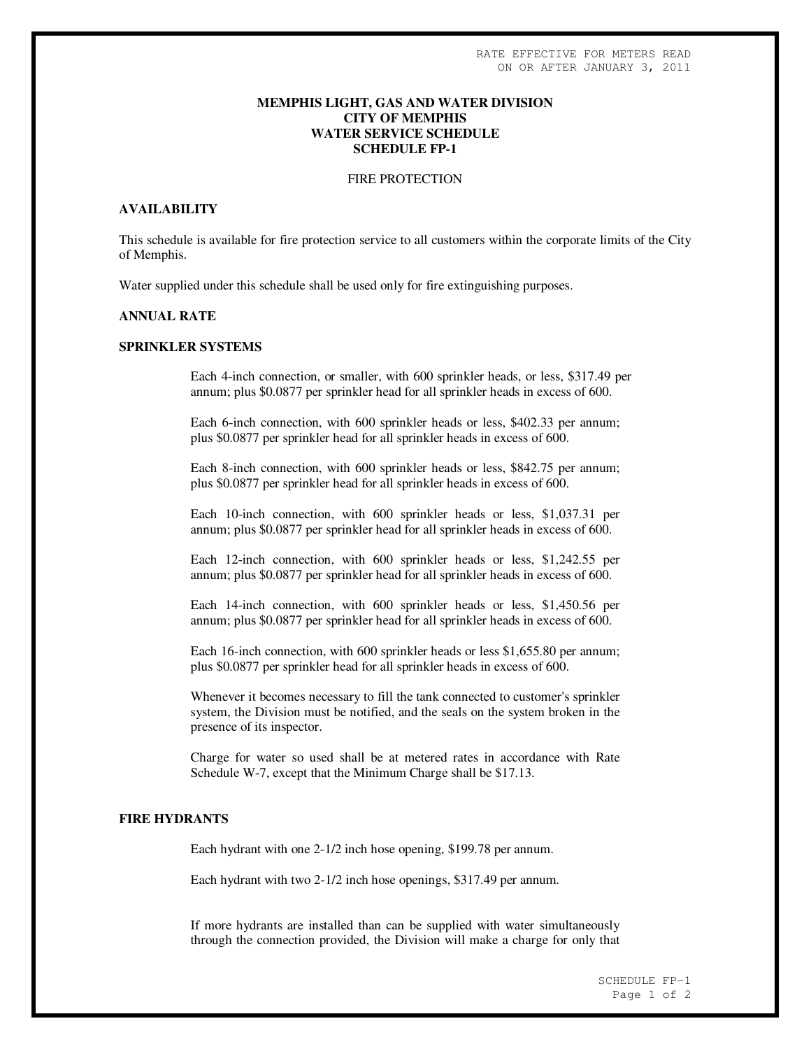RATE EFFECTIVE FOR METERS READ
ON OR AFTER JANUARY 3, 2011

# MEMPHIS LIGHT, GAS AND WATER DIVISION
# CITY OF MEMPHIS
# WATER SERVICE SCHEDULE
# SCHEDULE FP-1

FIRE PROTECTION

## AVAILABILITY

This schedule is available for fire protection service to all customers within the corporate limits of the City of Memphis.

Water supplied under this schedule shall be used only for fire extinguishing purposes.

## ANNUAL RATE

## SPRINKLER SYSTEMS

Each 4-inch connection, or smaller, with 600 sprinkler heads, or less, $317.49 per annum; plus $0.0877 per sprinkler head for all sprinkler heads in excess of 600.

Each 6-inch connection, with 600 sprinkler heads or less, $402.33 per annum; plus $0.0877 per sprinkler head for all sprinkler heads in excess of 600.

Each 8-inch connection, with 600 sprinkler heads or less, $842.75 per annum; plus $0.0877 per sprinkler head for all sprinkler heads in excess of 600.

Each 10-inch connection, with 600 sprinkler heads or less, $1,037.31 per annum; plus $0.0877 per sprinkler head for all sprinkler heads in excess of 600.

Each 12-inch connection, with 600 sprinkler heads or less, $1,242.55 per annum; plus $0.0877 per sprinkler head for all sprinkler heads in excess of 600.

Each 14-inch connection, with 600 sprinkler heads or less, $1,450.56 per annum; plus $0.0877 per sprinkler head for all sprinkler heads in excess of 600.

Each 16-inch connection, with 600 sprinkler heads or less $1,655.80 per annum; plus $0.0877 per sprinkler head for all sprinkler heads in excess of 600.

Whenever it becomes necessary to fill the tank connected to customer's sprinkler system, the Division must be notified, and the seals on the system broken in the presence of its inspector.

Charge for water so used shall be at metered rates in accordance with Rate Schedule W-7, except that the Minimum Charge shall be $17.13.

## FIRE HYDRANTS

Each hydrant with one 2-1/2 inch hose opening, $199.78 per annum.

Each hydrant with two 2-1/2 inch hose openings, $317.49 per annum.

If more hydrants are installed than can be supplied with water simultaneously through the connection provided, the Division will make a charge for only that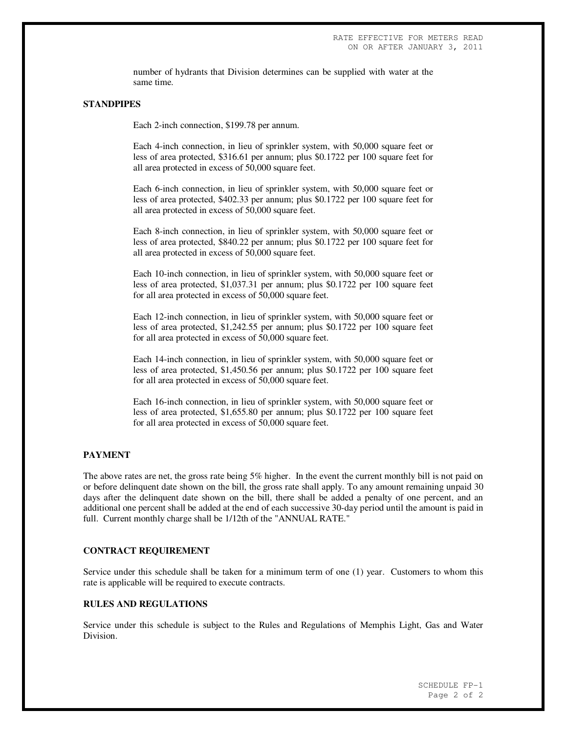number of hydrants that Division determines can be supplied with water at the same time.

**STANDPIPES**

Each 2-inch connection, $199.78 per annum.

Each 4-inch connection, in lieu of sprinkler system, with 50,000 square feet or less of area protected, $316.61 per annum; plus $0.1722 per 100 square feet for all area protected in excess of 50,000 square feet.

Each 6-inch connection, in lieu of sprinkler system, with 50,000 square feet or less of area protected, $402.33 per annum; plus $0.1722 per 100 square feet for all area protected in excess of 50,000 square feet.

Each 8-inch connection, in lieu of sprinkler system, with 50,000 square feet or less of area protected, $840.22 per annum; plus $0.1722 per 100 square feet for all area protected in excess of 50,000 square feet.

Each 10-inch connection, in lieu of sprinkler system, with 50,000 square feet or less of area protected, $1,037.31 per annum; plus $0.1722 per 100 square feet for all area protected in excess of 50,000 square feet.

Each 12-inch connection, in lieu of sprinkler system, with 50,000 square feet or less of area protected, $1,242.55 per annum; plus $0.1722 per 100 square feet for all area protected in excess of 50,000 square feet.

Each 14-inch connection, in lieu of sprinkler system, with 50,000 square feet or less of area protected, $1,450.56 per annum; plus $0.1722 per 100 square feet for all area protected in excess of 50,000 square feet.

Each 16-inch connection, in lieu of sprinkler system, with 50,000 square feet or less of area protected, $1,655.80 per annum; plus $0.1722 per 100 square feet for all area protected in excess of 50,000 square feet.

**PAYMENT**

The above rates are net, the gross rate being 5% higher. In the event the current monthly bill is not paid on or before delinquent date shown on the bill, the gross rate shall apply. To any amount remaining unpaid 30 days after the delinquent date shown on the bill, there shall be added a penalty of one percent, and an additional one percent shall be added at the end of each successive 30-day period until the amount is paid in full. Current monthly charge shall be 1/12th of the "ANNUAL RATE."

**CONTRACT REQUIREMENT**

Service under this schedule shall be taken for a minimum term of one (1) year. Customers to whom this rate is applicable will be required to execute contracts.

**RULES AND REGULATIONS**

Service under this schedule is subject to the Rules and Regulations of Memphis Light, Gas and Water Division.